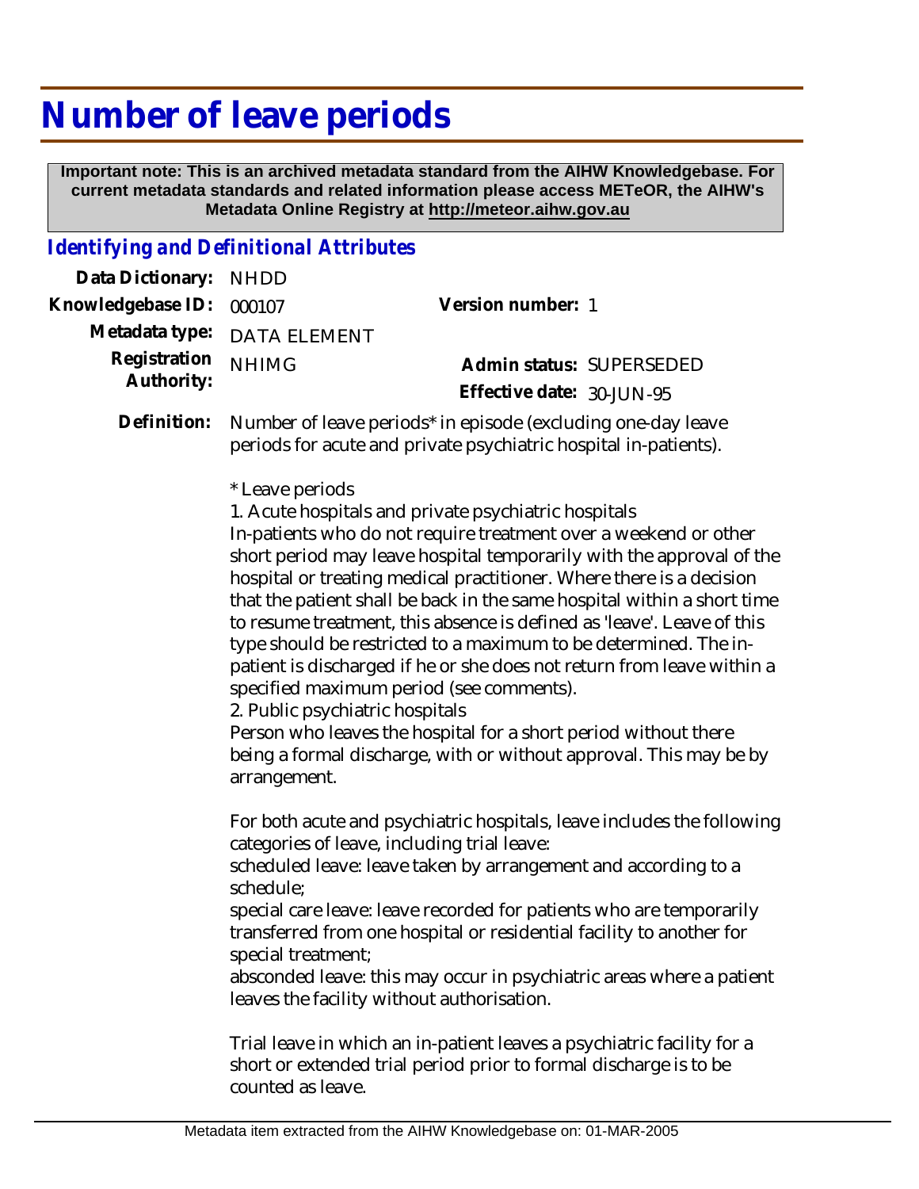# Number of leave periods

**Important note: This is an archived metadata standard from the AIHW Knowledgebase. For current metadata standards and related information please access METeOR, the AIHW's Metadata Online Registry at http://meteor.aihw.gov.au**

## *Identifying and Definitional Attributes*

| | | | |
|---|---|---|---|
| **Data Dictionary:** | NHDD | | |
| **Knowledgebase ID:** | 000107 | **Version number:** | 1 |
| **Metadata type:** | DATA ELEMENT | | |
| **Registration Authority:** | NHIMG | **Admin status:** | SUPERSEDED |
| | | **Effective date:** | 30-JUN-95 |

**Definition:** Number of leave periods* in episode (excluding one-day leave periods for acute and private psychiatric hospital in-patients).

\* Leave periods

1. Acute hospitals and private psychiatric hospitals

In-patients who do not require treatment over a weekend or other short period may leave hospital temporarily with the approval of the hospital or treating medical practitioner. Where there is a decision that the patient shall be back in the same hospital within a short time to resume treatment, this absence is defined as 'leave'. Leave of this type should be restricted to a maximum to be determined. The in-patient is discharged if he or she does not return from leave within a specified maximum period (see comments).

2. Public psychiatric hospitals

Person who leaves the hospital for a short period without there being a formal discharge, with or without approval. This may be by arrangement.

For both acute and psychiatric hospitals, leave includes the following categories of leave, including trial leave:

scheduled leave: leave taken by arrangement and according to a schedule;

special care leave: leave recorded for patients who are temporarily transferred from one hospital or residential facility to another for special treatment;

absconded leave: this may occur in psychiatric areas where a patient leaves the facility without authorisation.

Trial leave in which an in-patient leaves a psychiatric facility for a short or extended trial period prior to formal discharge is to be counted as leave.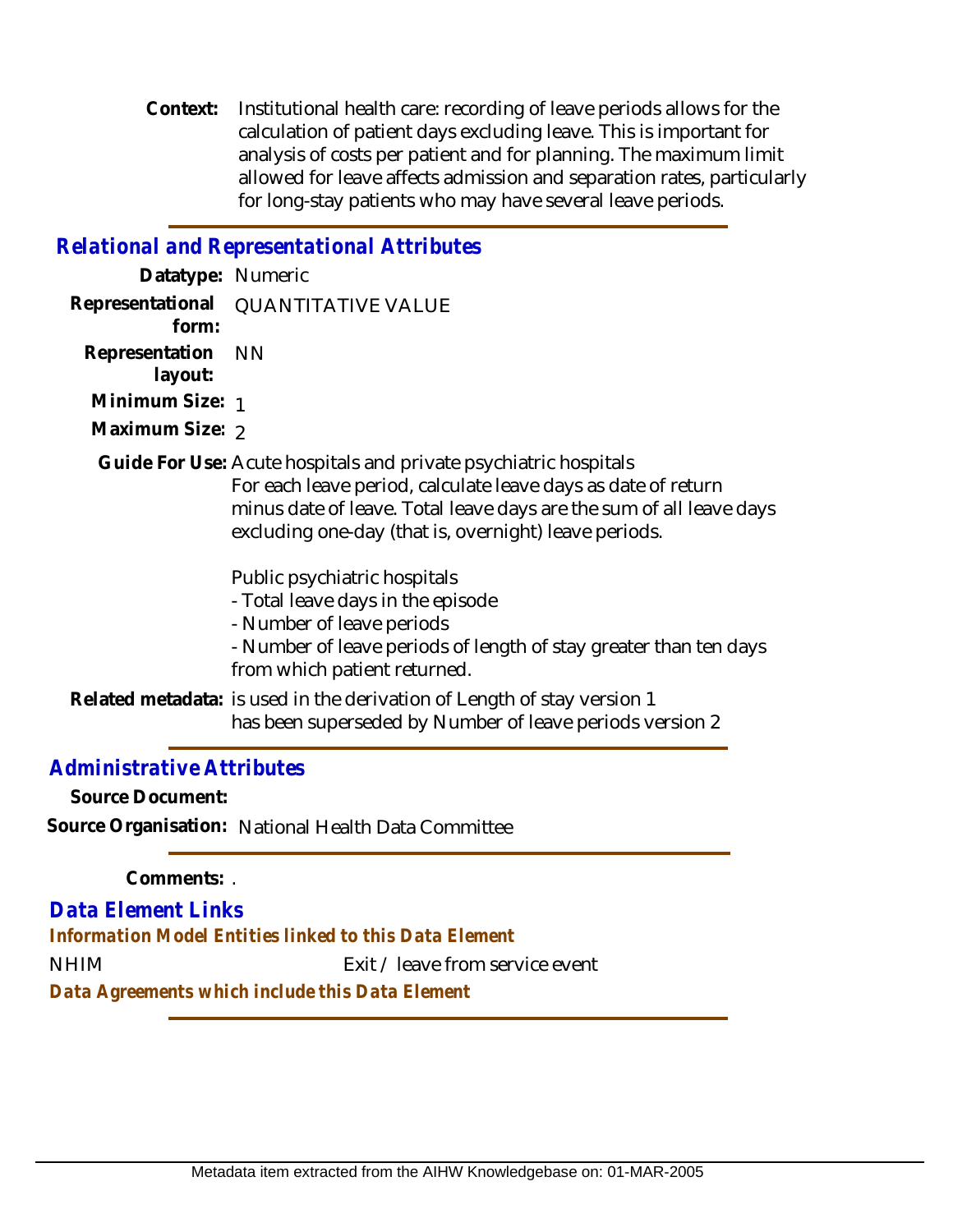**Context:** Institutional health care: recording of leave periods allows for the calculation of patient days excluding leave. This is important for analysis of costs per patient and for planning. The maximum limit allowed for leave affects admission and separation rates, particularly for long-stay patients who may have several leave periods.

## Relational and Representational Attributes

**Datatype:** Numeric

**Representational form:** QUANTITATIVE VALUE

**Representation layout:** NN

**Minimum Size:** 1

**Maximum Size:** 2

**Guide For Use:** Acute hospitals and private psychiatric hospitals
For each leave period, calculate leave days as date of return minus date of leave. Total leave days are the sum of all leave days excluding one-day (that is, overnight) leave periods.

Public psychiatric hospitals
- Total leave days in the episode
- Number of leave periods
- Number of leave periods of length of stay greater than ten days from which patient returned.

**Related metadata:** is used in the derivation of Length of stay version 1
has been superseded by Number of leave periods version 2

## Administrative Attributes

**Source Document:**

**Source Organisation:** National Health Data Committee

**Comments:** .

## Data Element Links

### Information Model Entities linked to this Data Element

NHIM Exit / leave from service event

### Data Agreements which include this Data Element

Metadata item extracted from the AIHW Knowledgebase on: 01-MAR-2005